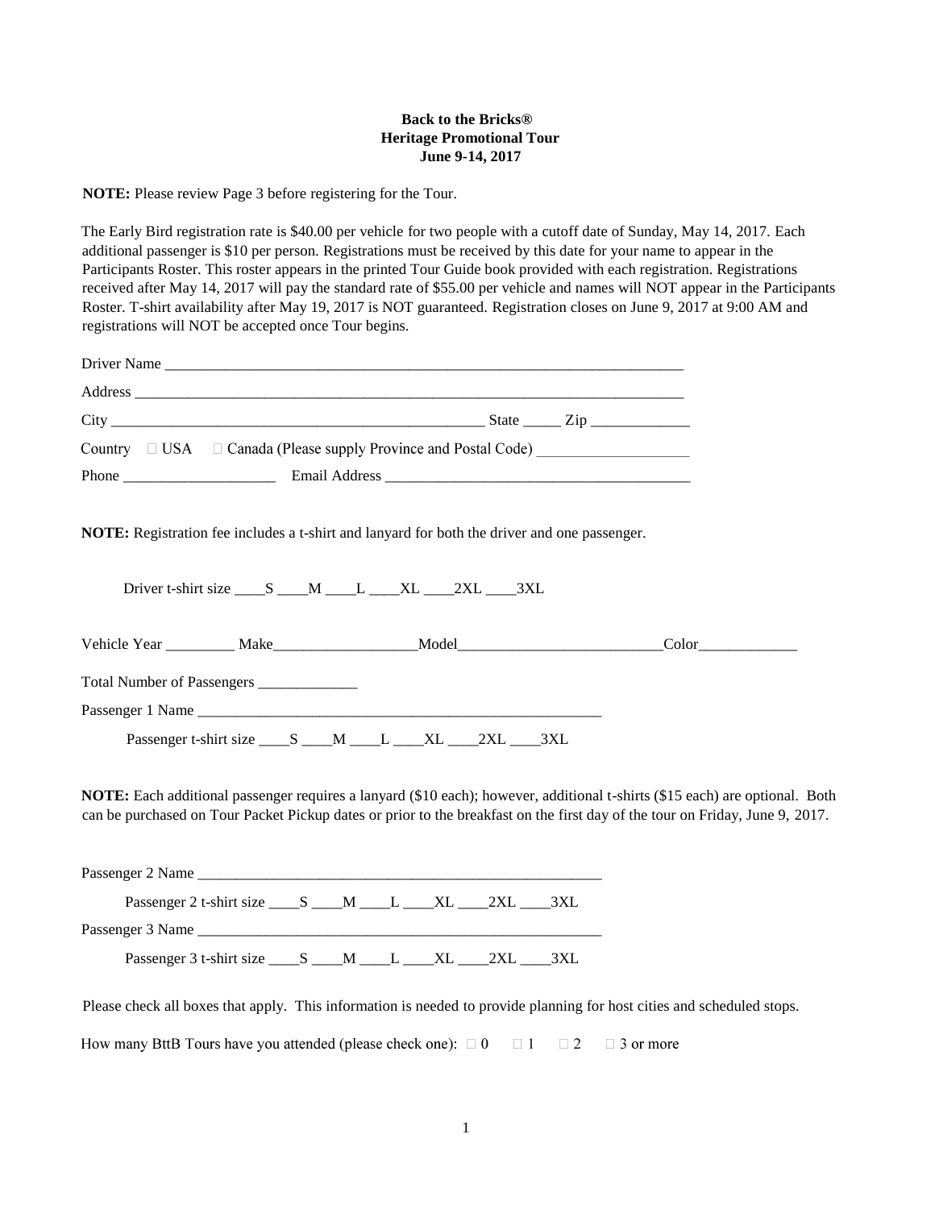**Back to the Bricks®**
**Heritage Promotional Tour**
**June 9-14, 2017**

**NOTE:** Please review Page 3 before registering for the Tour.

The Early Bird registration rate is $40.00 per vehicle for two people with a cutoff date of Sunday, May 14, 2017. Each additional passenger is $10 per person. Registrations must be received by this date for your name to appear in the Participants Roster. This roster appears in the printed Tour Guide book provided with each registration. Registrations received after May 14, 2017 will pay the standard rate of $55.00 per vehicle and names will NOT appear in the Participants Roster. T-shirt availability after May 19, 2017 is NOT guaranteed. Registration closes on June 9, 2017 at 9:00 AM and registrations will NOT be accepted once Tour begins.

Driver Name ______________________________________________________________________

Address _________________________________________________________________________

City ____________________________________________________ State _____ Zip _____________

Country ☐ USA ☐ Canada (Please supply Province and Postal Code) ___________________

Phone ____________________ Email Address ________________________________________

**NOTE:** Registration fee includes a t-shirt and lanyard for both the driver and one passenger.

Driver t-shirt size ____S ____M ____L ____XL ____2XL ____3XL

Vehicle Year _________ Make___________________Model___________________________Color_____________

Total Number of Passengers _____________

Passenger 1 Name _______________________________________________________

Passenger t-shirt size ____S ____M ____L ____XL ____2XL ____3XL

**NOTE:** Each additional passenger requires a lanyard ($10 each); however, additional t-shirts ($15 each) are optional. Both can be purchased on Tour Packet Pickup dates or prior to the breakfast on the first day of the tour on Friday, June 9, 2017.

Passenger 2 Name _______________________________________________________

Passenger 2 t-shirt size ____S ____M ____L ____XL ____2XL ____3XL

Passenger 3 Name _______________________________________________________

Passenger 3 t-shirt size ____S ____M ____L ____XL ____2XL ____3XL

Please check all boxes that apply. This information is needed to provide planning for host cities and scheduled stops.

How many BttB Tours have you attended (please check one): ☐ 0 ☐ 1 ☐ 2 ☐ 3 or more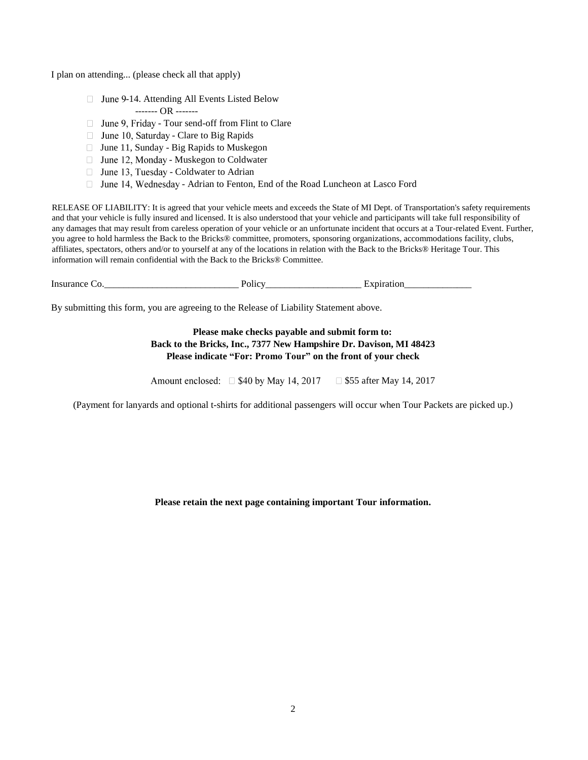I plan on attending... (please check all that apply)

- ☐ June 9-14. Attending All Events Listed Below

  ------- OR -------
- ☐ June 9, Friday - Tour send-off from Flint to Clare
- ☐ June 10, Saturday - Clare to Big Rapids
- ☐ June 11, Sunday - Big Rapids to Muskegon
- ☐ June 12, Monday - Muskegon to Coldwater
- ☐ June 13, Tuesday - Coldwater to Adrian
- ☐ June 14, Wednesday - Adrian to Fenton, End of the Road Luncheon at Lasco Ford

RELEASE OF LIABILITY: It is agreed that your vehicle meets and exceeds the State of MI Dept. of Transportation's safety requirements and that your vehicle is fully insured and licensed. It is also understood that your vehicle and participants will take full responsibility of any damages that may result from careless operation of your vehicle or an unfortunate incident that occurs at a Tour-related Event. Further, you agree to hold harmless the Back to the Bricks® committee, promoters, sponsoring organizations, accommodations facility, clubs, affiliates, spectators, others and/or to yourself at any of the locations in relation with the Back to the Bricks® Heritage Tour. This information will remain confidential with the Back to the Bricks® Committee.

Insurance Co.___________________________ Policy___________________ Expiration______________

By submitting this form, you are agreeing to the Release of Liability Statement above.

**Please make checks payable and submit form to:**
**Back to the Bricks, Inc., 7377 New Hampshire Dr. Davison, MI 48423**
**Please indicate "For: Promo Tour" on the front of your check**

Amount enclosed: ☐ $40 by May 14, 2017 ☐ $55 after May 14, 2017

(Payment for lanyards and optional t-shirts for additional passengers will occur when Tour Packets are picked up.)

**Please retain the next page containing important Tour information.**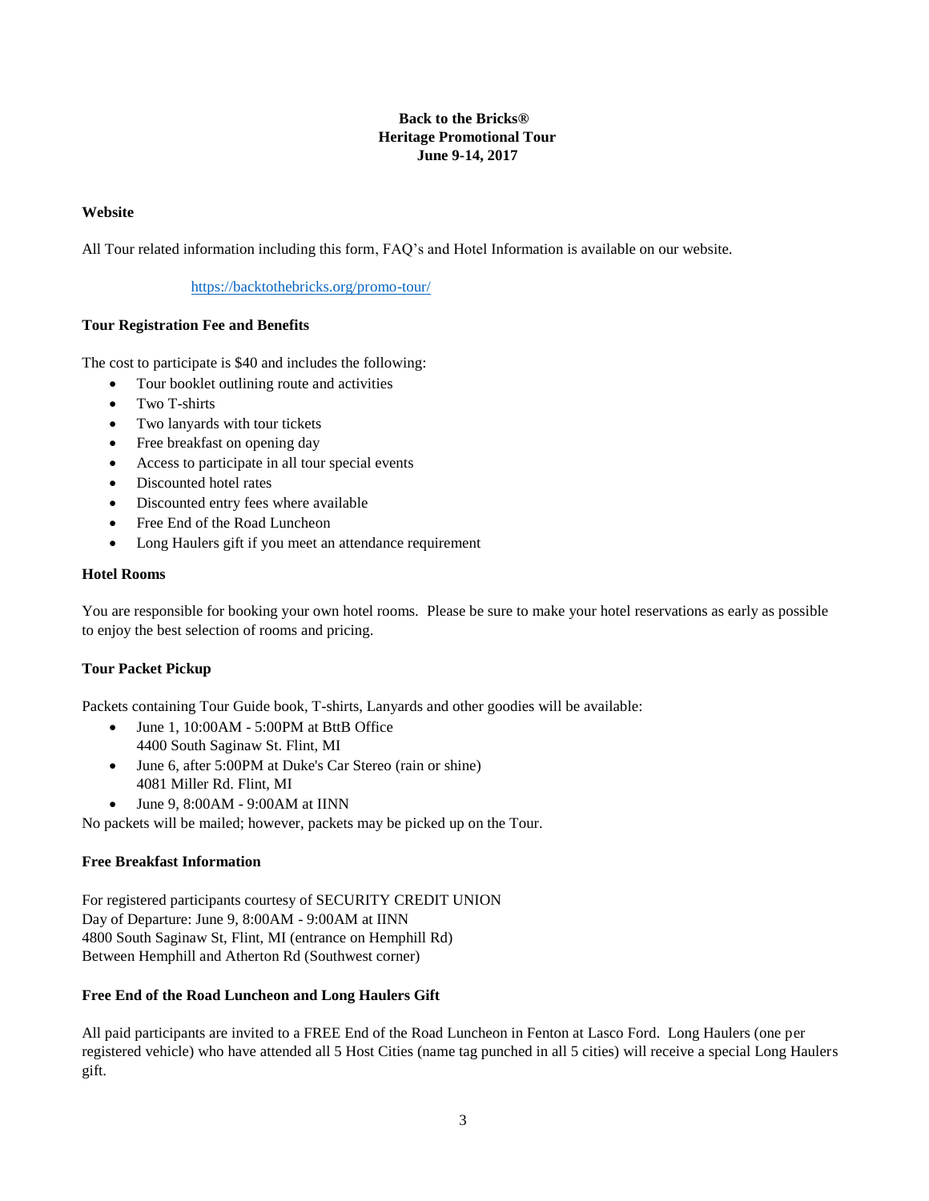**Back to the Bricks®**
**Heritage Promotional Tour**
**June 9-14, 2017**

**Website**

All Tour related information including this form, FAQ's and Hotel Information is available on our website.

https://backtothebricks.org/promo-tour/

**Tour Registration Fee and Benefits**

The cost to participate is $40 and includes the following:

- Tour booklet outlining route and activities
- Two T-shirts
- Two lanyards with tour tickets
- Free breakfast on opening day
- Access to participate in all tour special events
- Discounted hotel rates
- Discounted entry fees where available
- Free End of the Road Luncheon
- Long Haulers gift if you meet an attendance requirement

**Hotel Rooms**

You are responsible for booking your own hotel rooms. Please be sure to make your hotel reservations as early as possible to enjoy the best selection of rooms and pricing.

**Tour Packet Pickup**

Packets containing Tour Guide book, T-shirts, Lanyards and other goodies will be available:

- June 1, 10:00AM - 5:00PM at BttB Office
  4400 South Saginaw St. Flint, MI
- June 6, after 5:00PM at Duke's Car Stereo (rain or shine)
  4081 Miller Rd. Flint, MI
- June 9, 8:00AM - 9:00AM at IINN

No packets will be mailed; however, packets may be picked up on the Tour.

**Free Breakfast Information**

For registered participants courtesy of SECURITY CREDIT UNION
Day of Departure: June 9, 8:00AM - 9:00AM at IINN
4800 South Saginaw St, Flint, MI (entrance on Hemphill Rd)
Between Hemphill and Atherton Rd (Southwest corner)

**Free End of the Road Luncheon and Long Haulers Gift**

All paid participants are invited to a FREE End of the Road Luncheon in Fenton at Lasco Ford. Long Haulers (one per registered vehicle) who have attended all 5 Host Cities (name tag punched in all 5 cities) will receive a special Long Haulers gift.